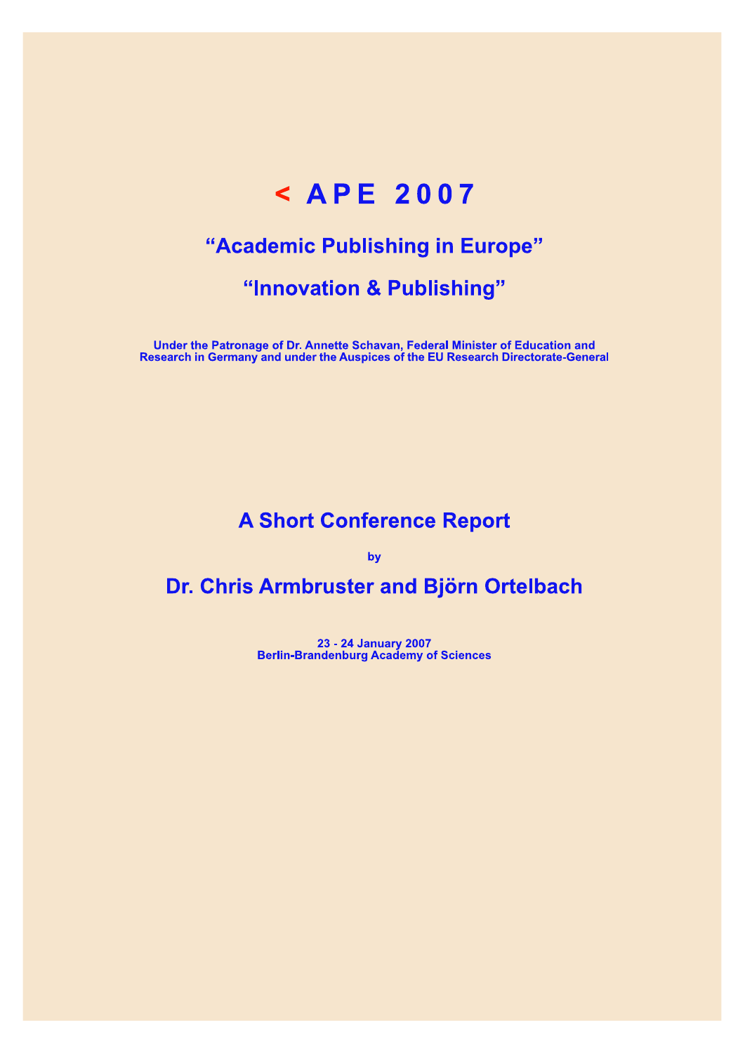# < APE 2007

## "Academic Publishing in Europe"

## "Innovation & Publishing"

**Under the Patronage of Dr. Annette Schavan, Federal Minister of Education and Research in Germany and under the Auspices of the EU Research Directorate-General**

## A Short Conference Report

**by**

## Dr. Chris Armbruster and Björn Ortelbach

**23 - 24 January 2007**
**Berlin-Brandenburg Academy of Sciences**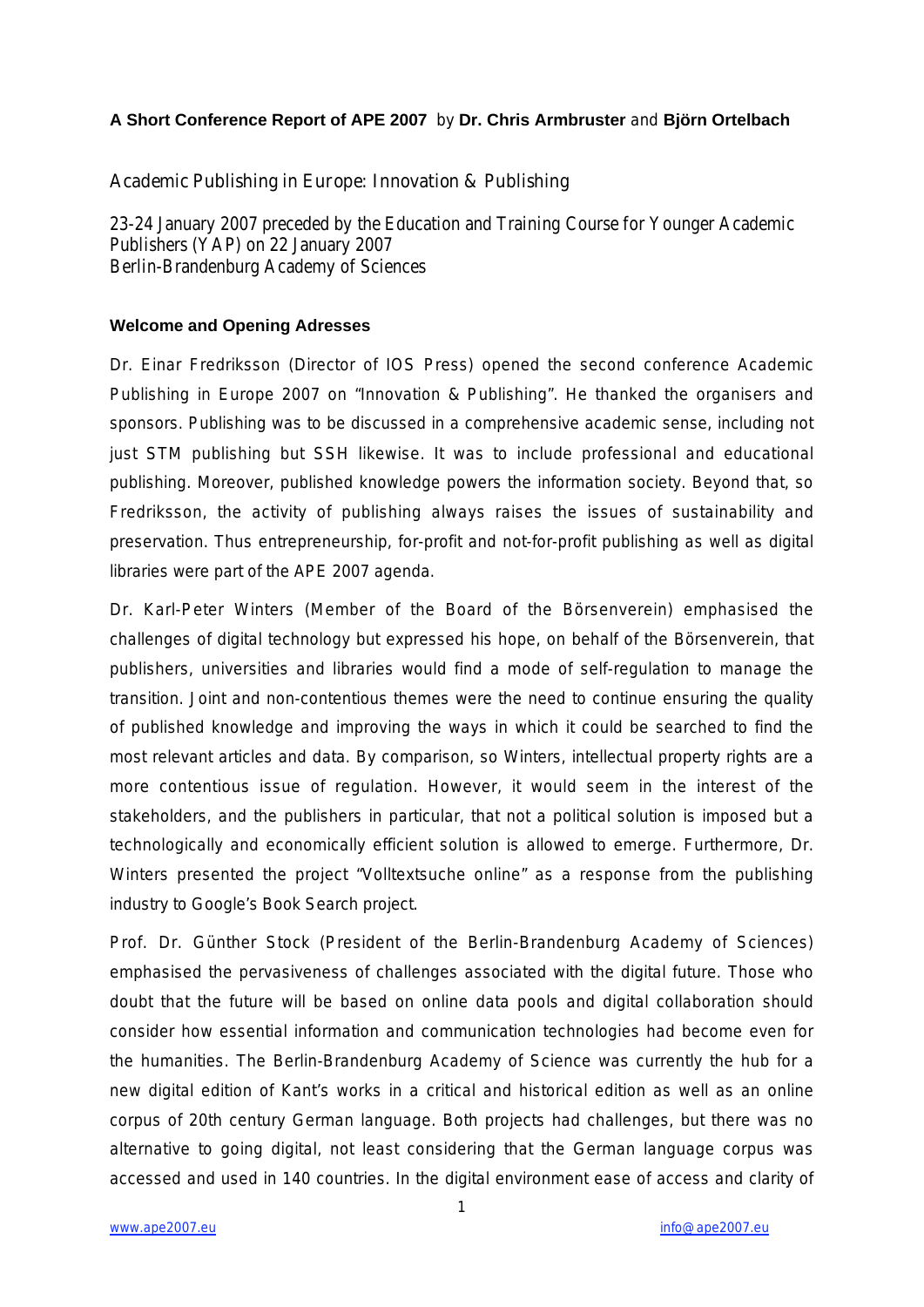**A Short Conference Report of APE 2007** by **Dr. Chris Armbruster** and **Björn Ortelbach**

# Academic Publishing in Europe: Innovation & Publishing

23-24 January 2007 preceded by the Education and Training Course for Younger Academic Publishers (YAP) on 22 January 2007
Berlin-Brandenburg Academy of Sciences

## Welcome and Opening Adresses

Dr. Einar Fredriksson (Director of IOS Press) opened the second conference Academic Publishing in Europe 2007 on "Innovation & Publishing". He thanked the organisers and sponsors. Publishing was to be discussed in a comprehensive academic sense, including not just STM publishing but SSH likewise. It was to include professional and educational publishing. Moreover, published knowledge powers the information society. Beyond that, so Fredriksson, the activity of publishing always raises the issues of sustainability and preservation. Thus entrepreneurship, for-profit and not-for-profit publishing as well as digital libraries were part of the APE 2007 agenda.

Dr. Karl-Peter Winters (Member of the Board of the Börsenverein) emphasised the challenges of digital technology but expressed his hope, on behalf of the Börsenverein, that publishers, universities and libraries would find a mode of self-regulation to manage the transition. Joint and non-contentious themes were the need to continue ensuring the quality of published knowledge and improving the ways in which it could be searched to find the most relevant articles and data. By comparison, so Winters, intellectual property rights are a more contentious issue of regulation. However, it would seem in the interest of the stakeholders, and the publishers in particular, that not a political solution is imposed but a technologically and economically efficient solution is allowed to emerge. Furthermore, Dr. Winters presented the project "Volltextsuche online" as a response from the publishing industry to Google's Book Search project.

Prof. Dr. Günther Stock (President of the Berlin-Brandenburg Academy of Sciences) emphasised the pervasiveness of challenges associated with the digital future. Those who doubt that the future will be based on online data pools and digital collaboration should consider how essential information and communication technologies had become even for the humanities. The Berlin-Brandenburg Academy of Science was currently the hub for a new digital edition of Kant's works in a critical and historical edition as well as an online corpus of 20th century German language. Both projects had challenges, but there was no alternative to going digital, not least considering that the German language corpus was accessed and used in 140 countries. In the digital environment ease of access and clarity of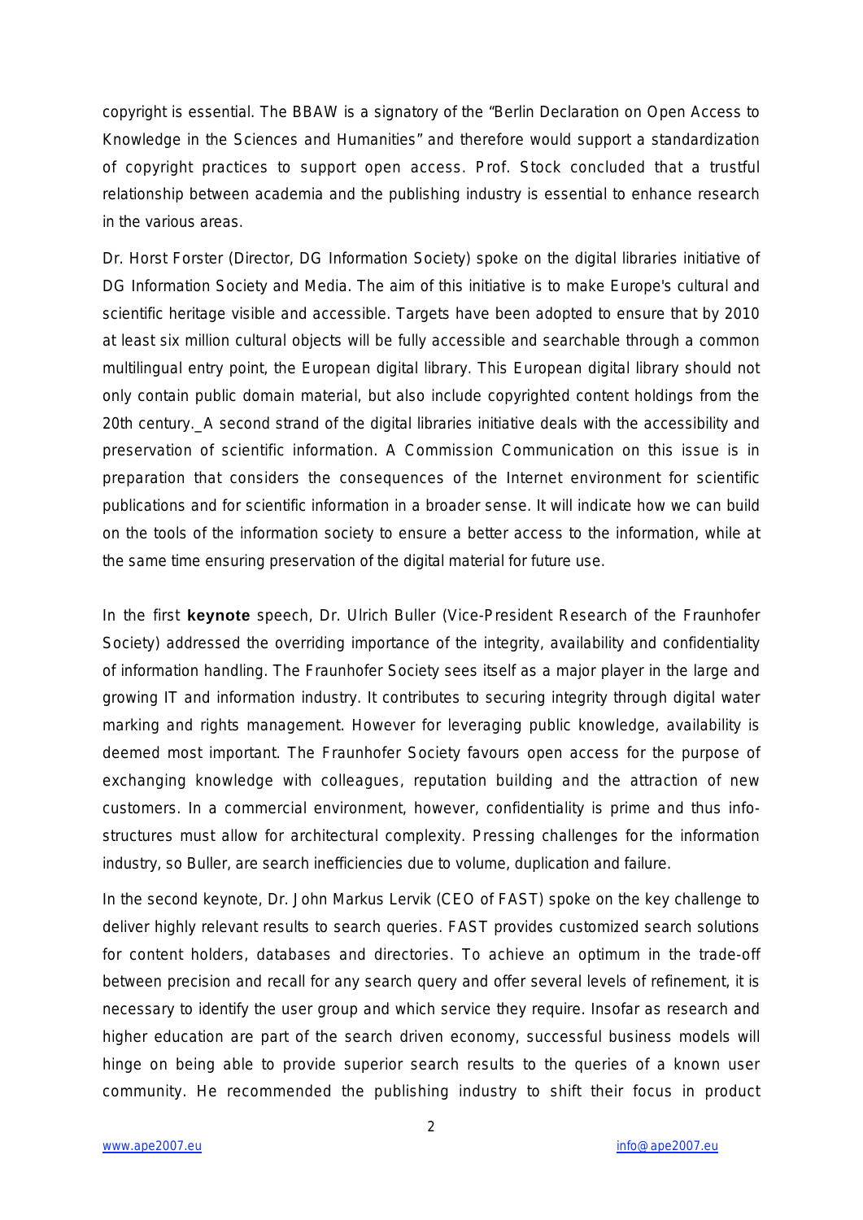copyright is essential. The BBAW is a signatory of the "Berlin Declaration on Open Access to Knowledge in the Sciences and Humanities" and therefore would support a standardization of copyright practices to support open access. Prof. Stock concluded that a trustful relationship between academia and the publishing industry is essential to enhance research in the various areas.

Dr. Horst Forster (Director, DG Information Society) spoke on the digital libraries initiative of DG Information Society and Media. The aim of this initiative is to make Europe's cultural and scientific heritage visible and accessible. Targets have been adopted to ensure that by 2010 at least six million cultural objects will be fully accessible and searchable through a common multilingual entry point, the European digital library. This European digital library should not only contain public domain material, but also include copyrighted content holdings from the 20th century._A second strand of the digital libraries initiative deals with the accessibility and preservation of scientific information. A Commission Communication on this issue is in preparation that considers the consequences of the Internet environment for scientific publications and for scientific information in a broader sense. It will indicate how we can build on the tools of the information society to ensure a better access to the information, while at the same time ensuring preservation of the digital material for future use.

In the first **keynote** speech, Dr. Ulrich Buller (Vice-President Research of the Fraunhofer Society) addressed the overriding importance of the integrity, availability and confidentiality of information handling. The Fraunhofer Society sees itself as a major player in the large and growing IT and information industry. It contributes to securing integrity through digital water marking and rights management. However for leveraging public knowledge, availability is deemed most important. The Fraunhofer Society favours open access for the purpose of exchanging knowledge with colleagues, reputation building and the attraction of new customers. In a commercial environment, however, confidentiality is prime and thus info-structures must allow for architectural complexity. Pressing challenges for the information industry, so Buller, are search inefficiencies due to volume, duplication and failure.

In the second keynote, Dr. John Markus Lervik (CEO of FAST) spoke on the key challenge to deliver highly relevant results to search queries. FAST provides customized search solutions for content holders, databases and directories. To achieve an optimum in the trade-off between precision and recall for any search query and offer several levels of refinement, it is necessary to identify the user group and which service they require. Insofar as research and higher education are part of the search driven economy, successful business models will hinge on being able to provide superior search results to the queries of a known user community. He recommended the publishing industry to shift their focus in product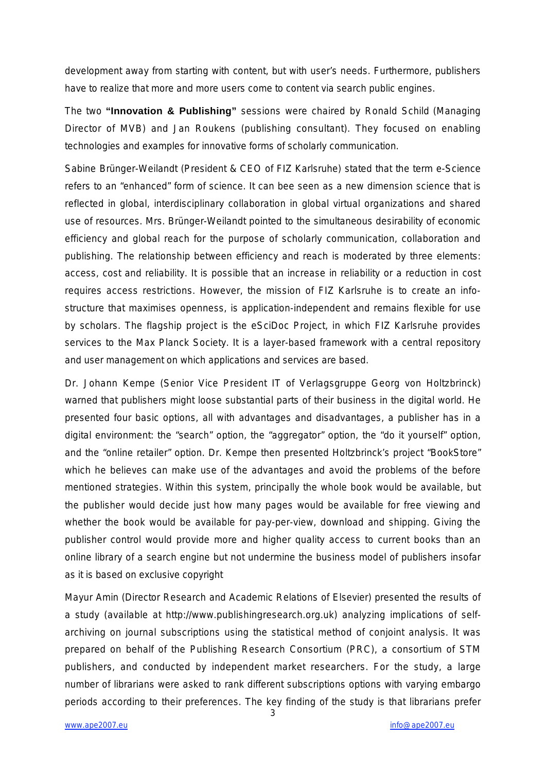development away from starting with content, but with user's needs. Furthermore, publishers have to realize that more and more users come to content via search public engines.

The two **"Innovation & Publishing"** sessions were chaired by Ronald Schild (Managing Director of MVB) and Jan Roukens (publishing consultant). They focused on enabling technologies and examples for innovative forms of scholarly communication.

Sabine Brünger-Weilandt (President & CEO of FIZ Karlsruhe) stated that the term e-Science refers to an "enhanced" form of science. It can bee seen as a new dimension science that is reflected in global, interdisciplinary collaboration in global virtual organizations and shared use of resources. Mrs. Brünger-Weilandt pointed to the simultaneous desirability of economic efficiency and global reach for the purpose of scholarly communication, collaboration and publishing. The relationship between efficiency and reach is moderated by three elements: access, cost and reliability. It is possible that an increase in reliability or a reduction in cost requires access restrictions. However, the mission of FIZ Karlsruhe is to create an info-structure that maximises openness, is application-independent and remains flexible for use by scholars. The flagship project is the eSciDoc Project, in which FIZ Karlsruhe provides services to the Max Planck Society. It is a layer-based framework with a central repository and user management on which applications and services are based.

Dr. Johann Kempe (Senior Vice President IT of Verlagsgruppe Georg von Holtzbrinck) warned that publishers might loose substantial parts of their business in the digital world. He presented four basic options, all with advantages and disadvantages, a publisher has in a digital environment: the "search" option, the "aggregator" option, the "do it yourself" option, and the "online retailer" option. Dr. Kempe then presented Holtzbrinck's project "BookStore" which he believes can make use of the advantages and avoid the problems of the before mentioned strategies. Within this system, principally the whole book would be available, but the publisher would decide just how many pages would be available for free viewing and whether the book would be available for pay-per-view, download and shipping. Giving the publisher control would provide more and higher quality access to current books than an online library of a search engine but not undermine the business model of publishers insofar as it is based on exclusive copyright

Mayur Amin (Director Research and Academic Relations of Elsevier) presented the results of a study (available at http://www.publishingresearch.org.uk) analyzing implications of self-archiving on journal subscriptions using the statistical method of conjoint analysis. It was prepared on behalf of the Publishing Research Consortium (PRC), a consortium of STM publishers, and conducted by independent market researchers. For the study, a large number of librarians were asked to rank different subscriptions options with varying embargo periods according to their preferences. The key finding of the study is that librarians prefer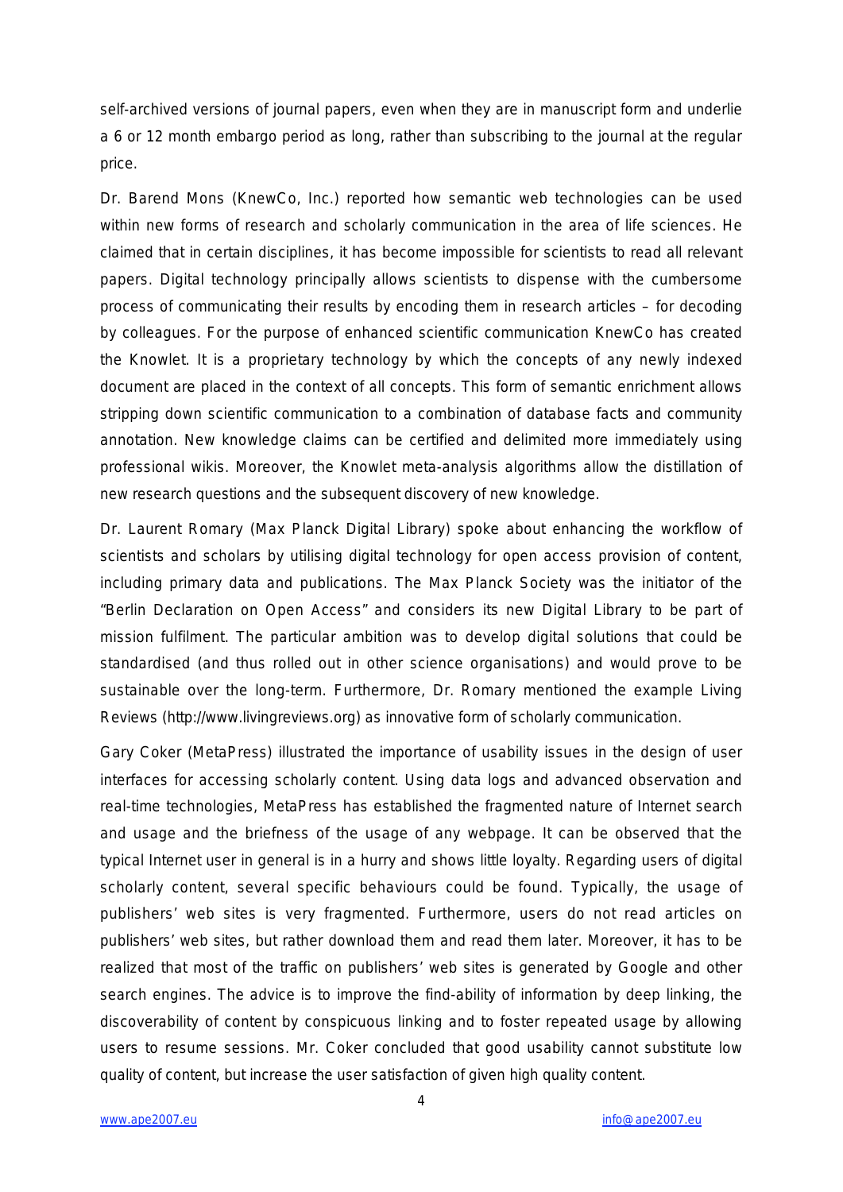self-archived versions of journal papers, even when they are in manuscript form and underlie a 6 or 12 month embargo period as long, rather than subscribing to the journal at the regular price.

Dr. Barend Mons (KnewCo, Inc.) reported how semantic web technologies can be used within new forms of research and scholarly communication in the area of life sciences. He claimed that in certain disciplines, it has become impossible for scientists to read all relevant papers. Digital technology principally allows scientists to dispense with the cumbersome process of communicating their results by encoding them in research articles – for decoding by colleagues. For the purpose of enhanced scientific communication KnewCo has created the Knowlet. It is a proprietary technology by which the concepts of any newly indexed document are placed in the context of all concepts. This form of semantic enrichment allows stripping down scientific communication to a combination of database facts and community annotation. New knowledge claims can be certified and delimited more immediately using professional wikis. Moreover, the Knowlet meta-analysis algorithms allow the distillation of new research questions and the subsequent discovery of new knowledge.

Dr. Laurent Romary (Max Planck Digital Library) spoke about enhancing the workflow of scientists and scholars by utilising digital technology for open access provision of content, including primary data and publications. The Max Planck Society was the initiator of the "Berlin Declaration on Open Access" and considers its new Digital Library to be part of mission fulfilment. The particular ambition was to develop digital solutions that could be standardised (and thus rolled out in other science organisations) and would prove to be sustainable over the long-term. Furthermore, Dr. Romary mentioned the example Living Reviews (http://www.livingreviews.org) as innovative form of scholarly communication.

Gary Coker (MetaPress) illustrated the importance of usability issues in the design of user interfaces for accessing scholarly content. Using data logs and advanced observation and real-time technologies, MetaPress has established the fragmented nature of Internet search and usage and the briefness of the usage of any webpage. It can be observed that the typical Internet user in general is in a hurry and shows little loyalty. Regarding users of digital scholarly content, several specific behaviours could be found. Typically, the usage of publishers' web sites is very fragmented. Furthermore, users do not read articles on publishers' web sites, but rather download them and read them later. Moreover, it has to be realized that most of the traffic on publishers' web sites is generated by Google and other search engines. The advice is to improve the find-ability of information by deep linking, the discoverability of content by conspicuous linking and to foster repeated usage by allowing users to resume sessions. Mr. Coker concluded that good usability cannot substitute low quality of content, but increase the user satisfaction of given high quality content.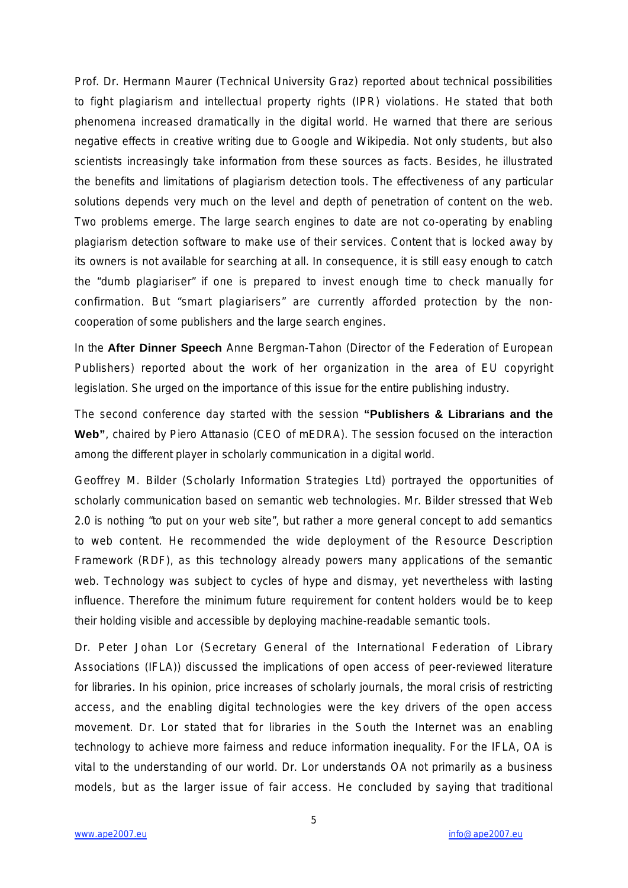Prof. Dr. Hermann Maurer (Technical University Graz) reported about technical possibilities to fight plagiarism and intellectual property rights (IPR) violations. He stated that both phenomena increased dramatically in the digital world. He warned that there are serious negative effects in creative writing due to Google and Wikipedia. Not only students, but also scientists increasingly take information from these sources as facts. Besides, he illustrated the benefits and limitations of plagiarism detection tools. The effectiveness of any particular solutions depends very much on the level and depth of penetration of content on the web. Two problems emerge. The large search engines to date are not co-operating by enabling plagiarism detection software to make use of their services. Content that is locked away by its owners is not available for searching at all. In consequence, it is still easy enough to catch the "dumb plagiariser" if one is prepared to invest enough time to check manually for confirmation. But "smart plagiarisers" are currently afforded protection by the non-cooperation of some publishers and the large search engines.

In the **After Dinner Speech** Anne Bergman-Tahon (Director of the Federation of European Publishers) reported about the work of her organization in the area of EU copyright legislation. She urged on the importance of this issue for the entire publishing industry.

The second conference day started with the session **"Publishers & Librarians and the Web"**, chaired by Piero Attanasio (CEO of mEDRA). The session focused on the interaction among the different player in scholarly communication in a digital world.

Geoffrey M. Bilder (Scholarly Information Strategies Ltd) portrayed the opportunities of scholarly communication based on semantic web technologies. Mr. Bilder stressed that Web 2.0 is nothing "to put on your web site", but rather a more general concept to add semantics to web content. He recommended the wide deployment of the Resource Description Framework (RDF), as this technology already powers many applications of the semantic web. Technology was subject to cycles of hype and dismay, yet nevertheless with lasting influence. Therefore the minimum future requirement for content holders would be to keep their holding visible and accessible by deploying machine-readable semantic tools.

Dr. Peter Johan Lor (Secretary General of the International Federation of Library Associations (IFLA)) discussed the implications of open access of peer-reviewed literature for libraries. In his opinion, price increases of scholarly journals, the moral crisis of restricting access, and the enabling digital technologies were the key drivers of the open access movement. Dr. Lor stated that for libraries in the South the Internet was an enabling technology to achieve more fairness and reduce information inequality. For the IFLA, OA is vital to the understanding of our world. Dr. Lor understands OA not primarily as a business models, but as the larger issue of fair access. He concluded by saying that traditional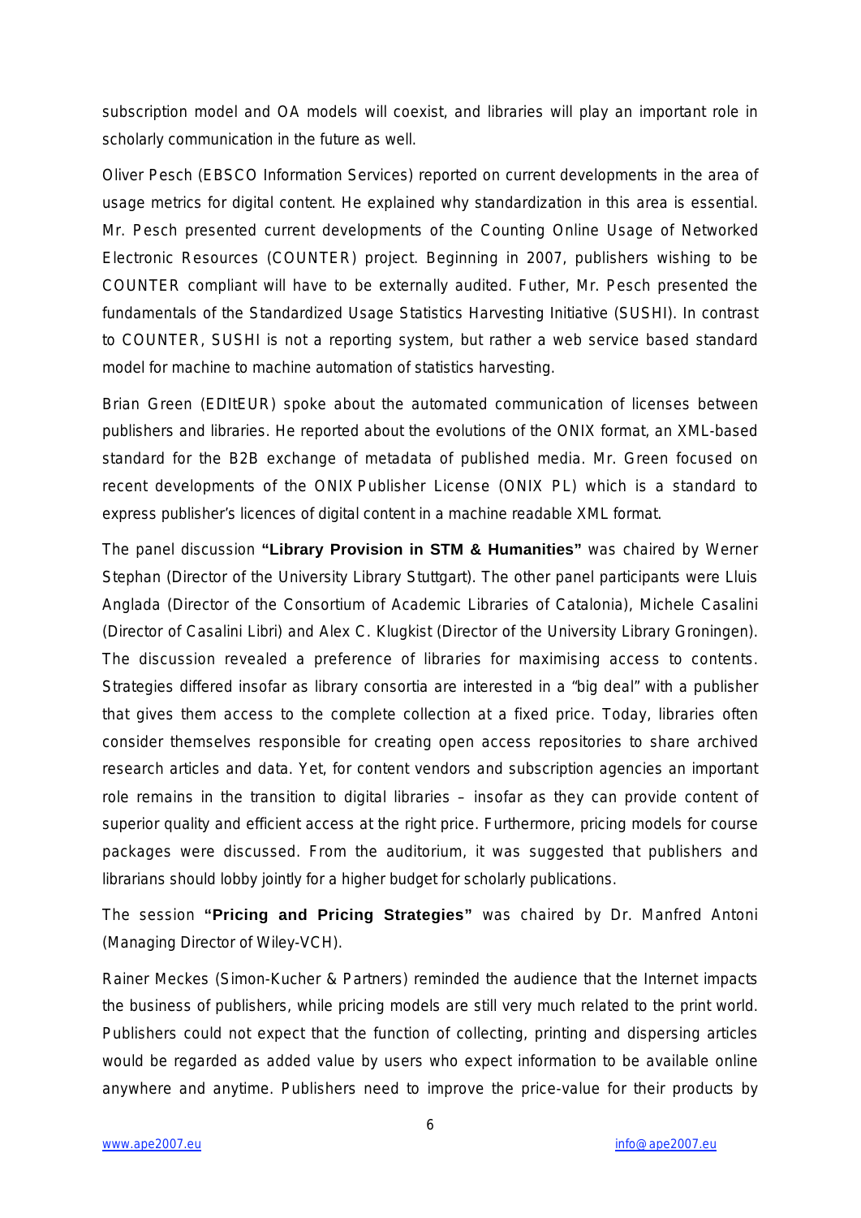subscription model and OA models will coexist, and libraries will play an important role in scholarly communication in the future as well.

Oliver Pesch (EBSCO Information Services) reported on current developments in the area of usage metrics for digital content. He explained why standardization in this area is essential. Mr. Pesch presented current developments of the Counting Online Usage of Networked Electronic Resources (COUNTER) project. Beginning in 2007, publishers wishing to be COUNTER compliant will have to be externally audited. Futher, Mr. Pesch presented the fundamentals of the Standardized Usage Statistics Harvesting Initiative (SUSHI). In contrast to COUNTER, SUSHI is not a reporting system, but rather a web service based standard model for machine to machine automation of statistics harvesting.

Brian Green (EDItEUR) spoke about the automated communication of licenses between publishers and libraries. He reported about the evolutions of the ONIX format, an XML-based standard for the B2B exchange of metadata of published media. Mr. Green focused on recent developments of the ONIX Publisher License (ONIX PL) which is a standard to express publisher's licences of digital content in a machine readable XML format.

The panel discussion **"Library Provision in STM & Humanities"** was chaired by Werner Stephan (Director of the University Library Stuttgart). The other panel participants were Lluis Anglada (Director of the Consortium of Academic Libraries of Catalonia), Michele Casalini (Director of Casalini Libri) and Alex C. Klugkist (Director of the University Library Groningen). The discussion revealed a preference of libraries for maximising access to contents. Strategies differed insofar as library consortia are interested in a "big deal" with a publisher that gives them access to the complete collection at a fixed price. Today, libraries often consider themselves responsible for creating open access repositories to share archived research articles and data. Yet, for content vendors and subscription agencies an important role remains in the transition to digital libraries – insofar as they can provide content of superior quality and efficient access at the right price. Furthermore, pricing models for course packages were discussed. From the auditorium, it was suggested that publishers and librarians should lobby jointly for a higher budget for scholarly publications.

The session **"Pricing and Pricing Strategies"** was chaired by Dr. Manfred Antoni (Managing Director of Wiley-VCH).

Rainer Meckes (Simon-Kucher & Partners) reminded the audience that the Internet impacts the business of publishers, while pricing models are still very much related to the print world. Publishers could not expect that the function of collecting, printing and dispersing articles would be regarded as added value by users who expect information to be available online anywhere and anytime. Publishers need to improve the price-value for their products by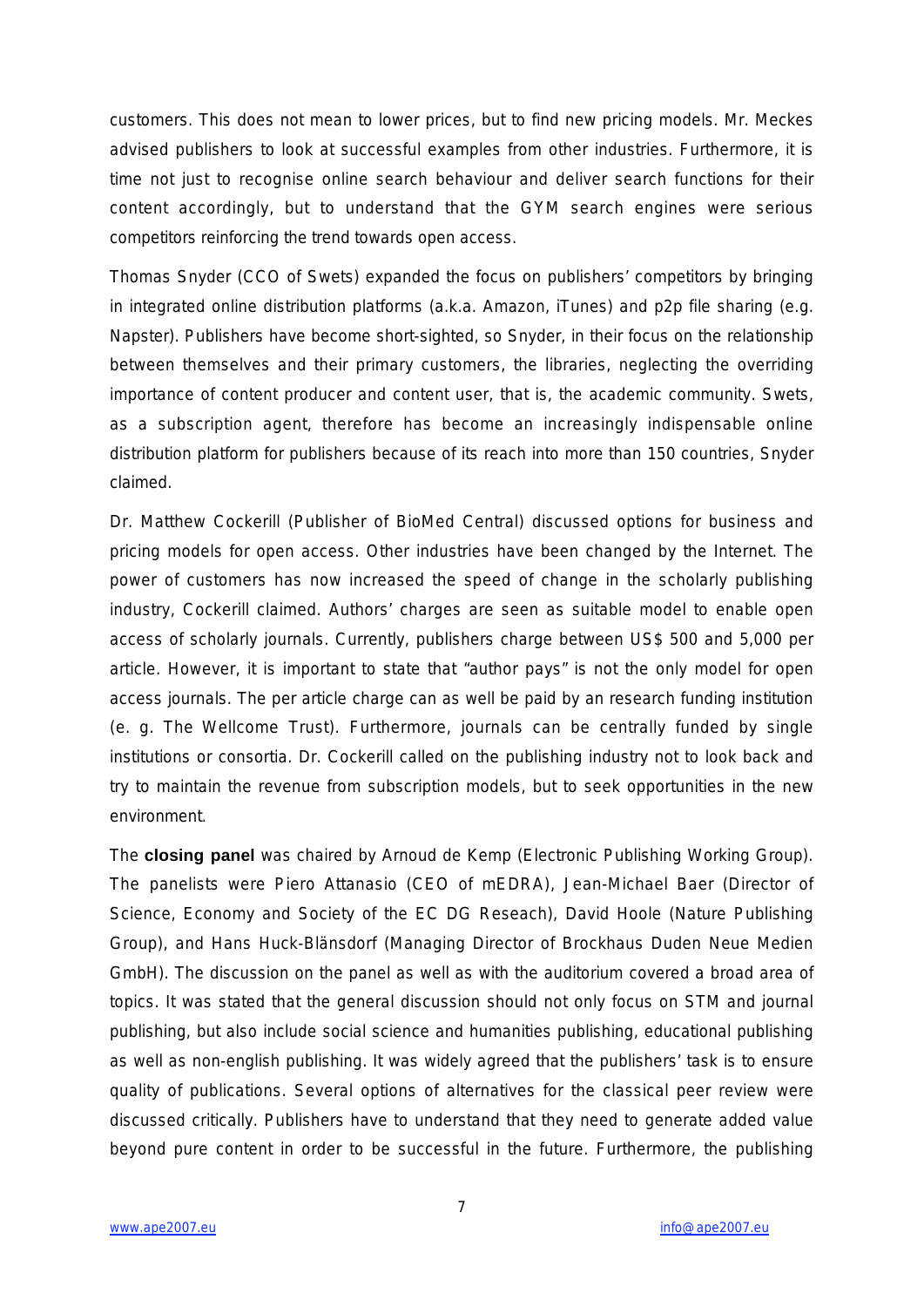customers. This does not mean to lower prices, but to find new pricing models. Mr. Meckes advised publishers to look at successful examples from other industries. Furthermore, it is time not just to recognise online search behaviour and deliver search functions for their content accordingly, but to understand that the GYM search engines were serious competitors reinforcing the trend towards open access.

Thomas Snyder (CCO of Swets) expanded the focus on publishers' competitors by bringing in integrated online distribution platforms (a.k.a. Amazon, iTunes) and p2p file sharing (e.g. Napster). Publishers have become short-sighted, so Snyder, in their focus on the relationship between themselves and their primary customers, the libraries, neglecting the overriding importance of content producer and content user, that is, the academic community. Swets, as a subscription agent, therefore has become an increasingly indispensable online distribution platform for publishers because of its reach into more than 150 countries, Snyder claimed.

Dr. Matthew Cockerill (Publisher of BioMed Central) discussed options for business and pricing models for open access. Other industries have been changed by the Internet. The power of customers has now increased the speed of change in the scholarly publishing industry, Cockerill claimed. Authors' charges are seen as suitable model to enable open access of scholarly journals. Currently, publishers charge between US$ 500 and 5,000 per article. However, it is important to state that "author pays" is not the only model for open access journals. The per article charge can as well be paid by an research funding institution (e. g. The Wellcome Trust). Furthermore, journals can be centrally funded by single institutions or consortia. Dr. Cockerill called on the publishing industry not to look back and try to maintain the revenue from subscription models, but to seek opportunities in the new environment.

The **closing panel** was chaired by Arnoud de Kemp (Electronic Publishing Working Group). The panelists were Piero Attanasio (CEO of mEDRA), Jean-Michael Baer (Director of Science, Economy and Society of the EC DG Reseach), David Hoole (Nature Publishing Group), and Hans Huck-Blänsdorf (Managing Director of Brockhaus Duden Neue Medien GmbH). The discussion on the panel as well as with the auditorium covered a broad area of topics. It was stated that the general discussion should not only focus on STM and journal publishing, but also include social science and humanities publishing, educational publishing as well as non-english publishing. It was widely agreed that the publishers' task is to ensure quality of publications. Several options of alternatives for the classical peer review were discussed critically. Publishers have to understand that they need to generate added value beyond pure content in order to be successful in the future. Furthermore, the publishing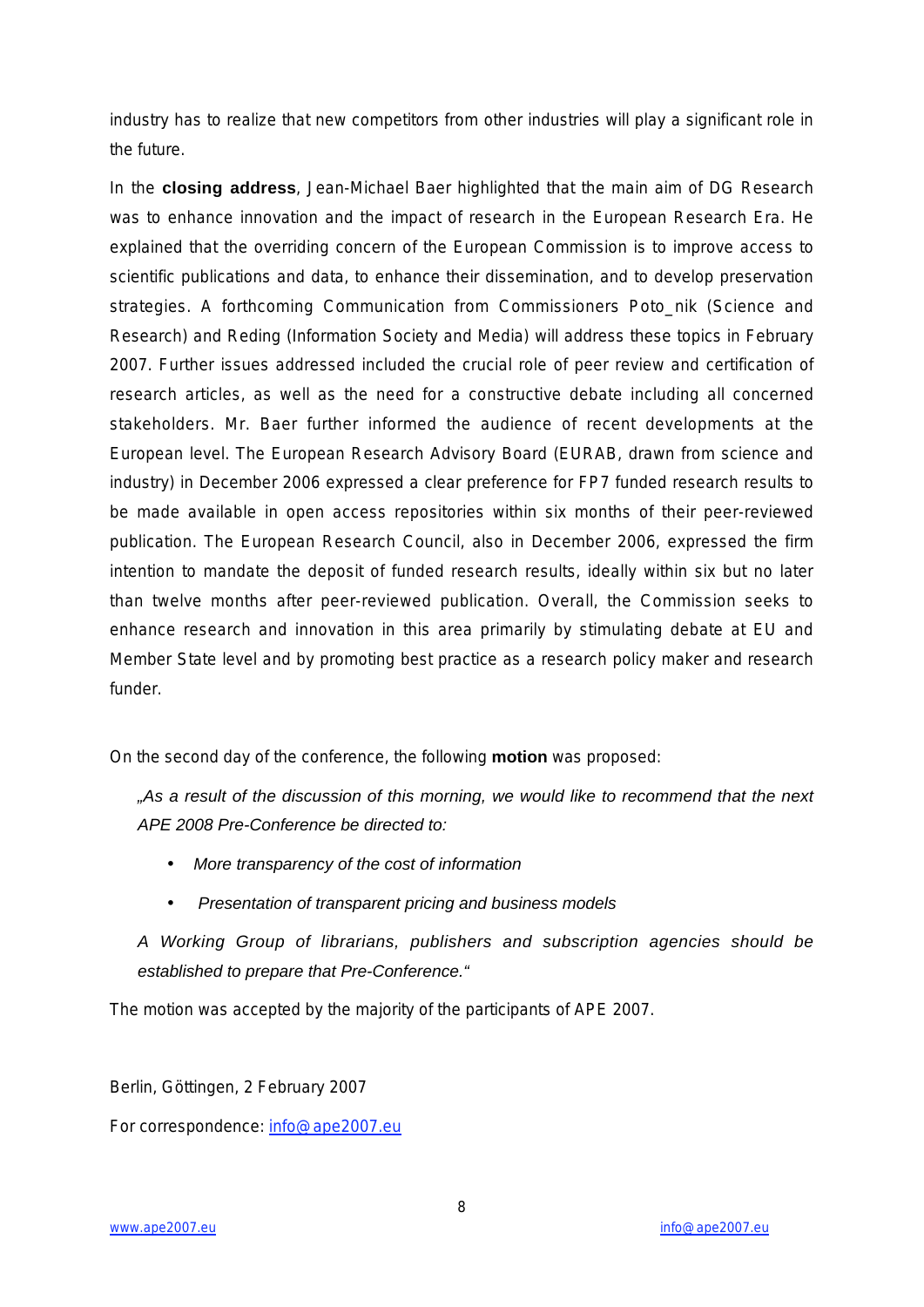industry has to realize that new competitors from other industries will play a significant role in the future.

In the **closing address**, Jean-Michael Baer highlighted that the main aim of DG Research was to enhance innovation and the impact of research in the European Research Era. He explained that the overriding concern of the European Commission is to improve access to scientific publications and data, to enhance their dissemination, and to develop preservation strategies. A forthcoming Communication from Commissioners Poto_nik (Science and Research) and Reding (Information Society and Media) will address these topics in February 2007. Further issues addressed included the crucial role of peer review and certification of research articles, as well as the need for a constructive debate including all concerned stakeholders. Mr. Baer further informed the audience of recent developments at the European level. The European Research Advisory Board (EURAB, drawn from science and industry) in December 2006 expressed a clear preference for FP7 funded research results to be made available in open access repositories within six months of their peer-reviewed publication. The European Research Council, also in December 2006, expressed the firm intention to mandate the deposit of funded research results, ideally within six but no later than twelve months after peer-reviewed publication. Overall, the Commission seeks to enhance research and innovation in this area primarily by stimulating debate at EU and Member State level and by promoting best practice as a research policy maker and research funder.

On the second day of the conference, the following **motion** was proposed:

> *„As a result of the discussion of this morning, we would like to recommend that the next APE 2008 Pre-Conference be directed to:*
>
> - *More transparency of the cost of information*
> - *Presentation of transparent pricing and business models*
>
> *A Working Group of librarians, publishers and subscription agencies should be established to prepare that Pre-Conference."*

The motion was accepted by the majority of the participants of APE 2007.

Berlin, Göttingen, 2 February 2007

For correspondence: info@ape2007.eu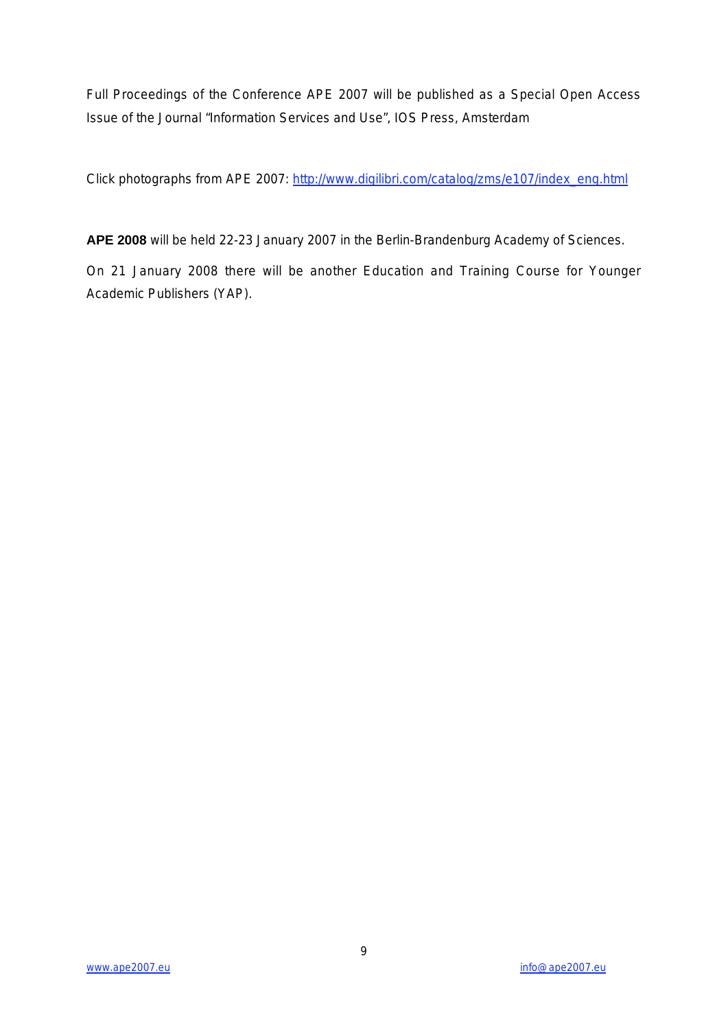Full Proceedings of the Conference APE 2007 will be published as a Special Open Access Issue of the Journal "Information Services and Use", IOS Press, Amsterdam

Click photographs from APE 2007: http://www.digilibri.com/catalog/zms/e107/index_eng.html

**APE 2008** will be held 22-23 January 2007 in the Berlin-Brandenburg Academy of Sciences.

On 21 January 2008 there will be another Education and Training Course for Younger Academic Publishers (YAP).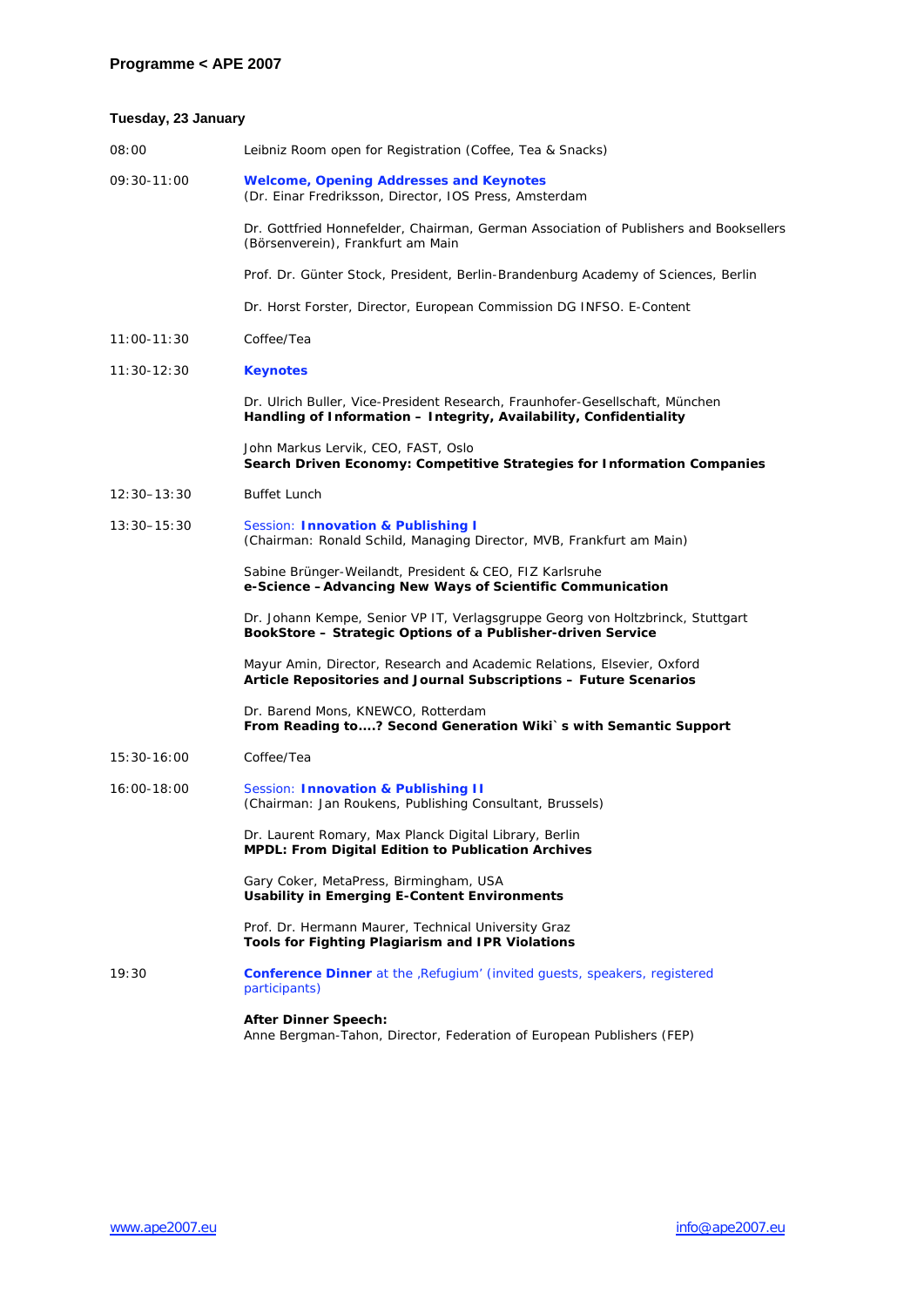# Programme < APE 2007

## Tuesday, 23 January

08:00 Leibniz Room open for Registration (Coffee, Tea & Snacks)

09:30-11:00 **Welcome, Opening Addresses and Keynotes**
(Dr. Einar Fredriksson, Director, IOS Press, Amsterdam

Dr. Gottfried Honnefelder, Chairman, German Association of Publishers and Booksellers (Börsenverein), Frankfurt am Main

Prof. Dr. Günter Stock, President, Berlin-Brandenburg Academy of Sciences, Berlin

Dr. Horst Forster, Director, European Commission DG INFSO. E-Content

11:00-11:30 Coffee/Tea

11:30-12:30 **Keynotes**

Dr. Ulrich Buller, Vice-President Research, Fraunhofer-Gesellschaft, München
**Handling of Information – Integrity, Availability, Confidentiality**

John Markus Lervik, CEO, FAST, Oslo
**Search Driven Economy: Competitive Strategies for Information Companies**

12:30–13:30 Buffet Lunch

13:30–15:30 Session: **Innovation & Publishing I**
(Chairman: Ronald Schild, Managing Director, MVB, Frankfurt am Main)

Sabine Brünger-Weilandt, President & CEO, FIZ Karlsruhe
**e-Science – Advancing New Ways of Scientific Communication**

Dr. Johann Kempe, Senior VP IT, Verlagsgruppe Georg von Holtzbrinck, Stuttgart
**BookStore – Strategic Options of a Publisher-driven Service**

Mayur Amin, Director, Research and Academic Relations, Elsevier, Oxford
**Article Repositories and Journal Subscriptions – Future Scenarios**

Dr. Barend Mons, KNEWCO, Rotterdam
**From Reading to....? Second Generation Wiki`s with Semantic Support**

15:30-16:00 Coffee/Tea

16:00-18:00 Session: **Innovation & Publishing II**
(Chairman: Jan Roukens, Publishing Consultant, Brussels)

Dr. Laurent Romary, Max Planck Digital Library, Berlin
**MPDL: From Digital Edition to Publication Archives**

Gary Coker, MetaPress, Birmingham, USA
**Usability in Emerging E-Content Environments**

Prof. Dr. Hermann Maurer, Technical University Graz
**Tools for Fighting Plagiarism and IPR Violations**

19:30 **Conference Dinner** at the ‚Refugium' (invited guests, speakers, registered participants)

**After Dinner Speech:**
Anne Bergman-Tahon, Director, Federation of European Publishers (FEP)

www.ape2007.eu info@ape2007.eu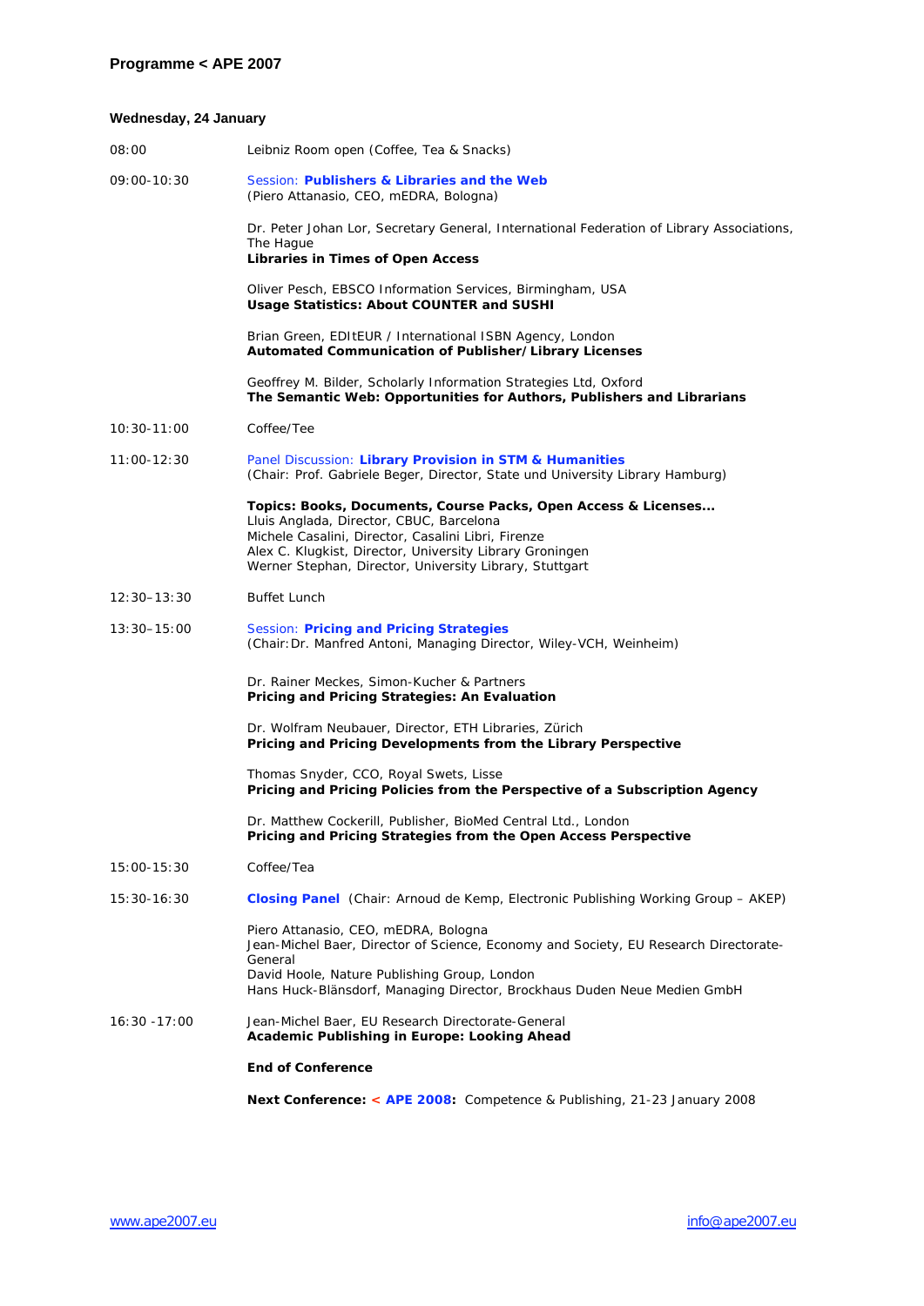# Programme < APE 2007

## Wednesday, 24 January

| Time | Programme |
|---|---|
| 08:00 | Leibniz Room open (Coffee, Tea & Snacks) |
| 09:00-10:30 | Session: **Publishers & Libraries and the Web** (Piero Attanasio, CEO, mEDRA, Bologna) |
| | Dr. Peter Johan Lor, Secretary General, International Federation of Library Associations, The Hague **Libraries in Times of Open Access** |
| | Oliver Pesch, EBSCO Information Services, Birmingham, USA **Usage Statistics: About COUNTER and SUSHI** |
| | Brian Green, EDItEUR / International ISBN Agency, London **Automated Communication of Publisher/Library Licenses** |
| | Geoffrey M. Bilder, Scholarly Information Strategies Ltd, Oxford **The Semantic Web: Opportunities for Authors, Publishers and Librarians** |
| 10:30-11:00 | Coffee/Tee |
| 11:00-12:30 | Panel Discussion: **Library Provision in STM & Humanities** (Chair: Prof. Gabriele Beger, Director, State und University Library Hamburg) |
| | **Topics: Books, Documents, Course Packs, Open Access & Licenses...** Lluis Anglada, Director, CBUC, Barcelona; Michele Casalini, Director, Casalini Libri, Firenze; Alex C. Klugkist, Director, University Library Groningen; Werner Stephan, Director, University Library, Stuttgart |
| 12:30–13:30 | Buffet Lunch |
| 13:30–15:00 | Session: **Pricing and Pricing Strategies** (Chair: Dr. Manfred Antoni, Managing Director, Wiley-VCH, Weinheim) |
| | Dr. Rainer Meckes, Simon-Kucher & Partners **Pricing and Pricing Strategies: An Evaluation** |
| | Dr. Wolfram Neubauer, Director, ETH Libraries, Zürich **Pricing and Pricing Developments from the Library Perspective** |
| | Thomas Snyder, CCO, Royal Swets, Lisse **Pricing and Pricing Policies from the Perspective of a Subscription Agency** |
| | Dr. Matthew Cockerill, Publisher, BioMed Central Ltd., London **Pricing and Pricing Strategies from the Open Access Perspective** |
| 15:00-15:30 | Coffee/Tea |
| 15:30-16:30 | **Closing Panel** (Chair: Arnoud de Kemp, Electronic Publishing Working Group – AKEP) |
| | Piero Attanasio, CEO, mEDRA, Bologna; Jean-Michel Baer, Director of Science, Economy and Society, EU Research Directorate-General; David Hoole, Nature Publishing Group, London; Hans Huck-Blänsdorf, Managing Director, Brockhaus Duden Neue Medien GmbH |
| 16:30 -17:00 | Jean-Michel Baer, EU Research Directorate-General **Academic Publishing in Europe: Looking Ahead** |
| | **End of Conference** |
| | **Next Conference: < APE 2008:** Competence & Publishing, 21-23 January 2008 |

www.ape2007.eu info@ape2007.eu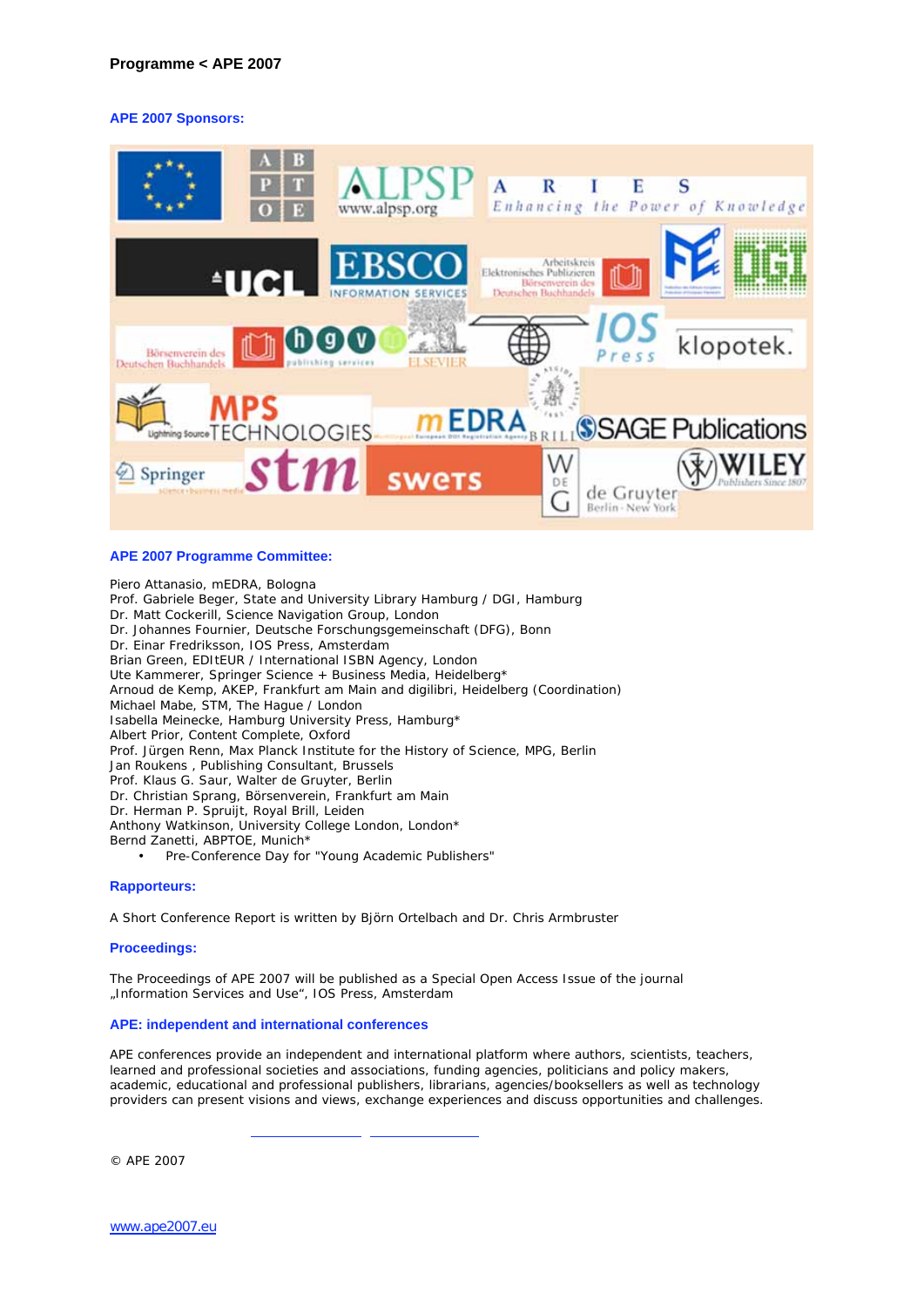**Programme < APE 2007**

### APE 2007 Sponsors:

### APE 2007 Programme Committee:

Piero Attanasio, mEDRA, Bologna
Prof. Gabriele Beger, State and University Library Hamburg / DGI, Hamburg
Dr. Matt Cockerill, Science Navigation Group, London
Dr. Johannes Fournier, Deutsche Forschungsgemeinschaft (DFG), Bonn
Dr. Einar Fredriksson, IOS Press, Amsterdam
Brian Green, EDItEUR / International ISBN Agency, London
Ute Kammerer, Springer Science + Business Media, Heidelberg*
Arnoud de Kemp, AKEP, Frankfurt am Main and digilibri, Heidelberg (Coordination)
Michael Mabe, STM, The Hague / London
Isabella Meinecke, Hamburg University Press, Hamburg*
Albert Prior, Content Complete, Oxford
Prof. Jürgen Renn, Max Planck Institute for the History of Science, MPG, Berlin
Jan Roukens , Publishing Consultant, Brussels
Prof. Klaus G. Saur, Walter de Gruyter, Berlin
Dr. Christian Sprang, Börsenverein, Frankfurt am Main
Dr. Herman P. Spruijt, Royal Brill, Leiden
Anthony Watkinson, University College London, London*
Bernd Zanetti, ABPTOE, Munich*

- Pre-Conference Day for "Young Academic Publishers"

### Rapporteurs:

A Short Conference Report is written by Björn Ortelbach and Dr. Chris Armbruster

### Proceedings:

The Proceedings of APE 2007 will be published as a Special Open Access Issue of the journal „Information Services and Use", IOS Press, Amsterdam

### APE: independent and international conferences

APE conferences provide an independent and international platform where authors, scientists, teachers, learned and professional societies and associations, funding agencies, politicians and policy makers, academic, educational and professional publishers, librarians, agencies/booksellers as well as technology providers can present visions and views, exchange experiences and discuss opportunities and challenges.

© APE 2007

www.ape2007.eu